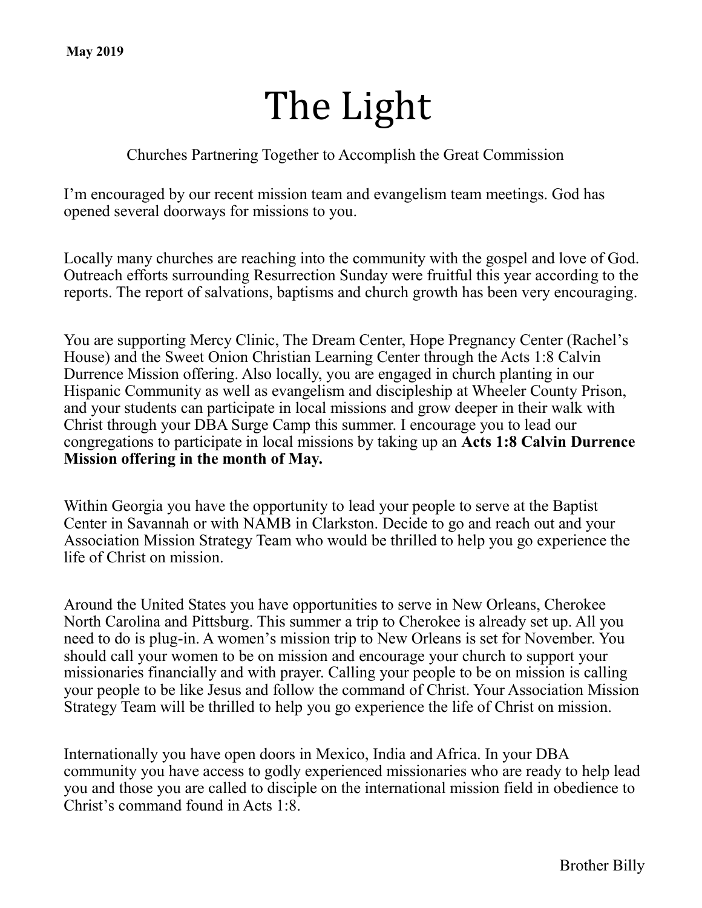**May 2019**

# The Light

Churches Partnering Together to Accomplish the Great Commission

I'm encouraged by our recent mission team and evangelism team meetings. God has opened several doorways for missions to you.

Locally many churches are reaching into the community with the gospel and love of God. Outreach efforts surrounding Resurrection Sunday were fruitful this year according to the reports. The report of salvations, baptisms and church growth has been very encouraging.

You are supporting Mercy Clinic, The Dream Center, Hope Pregnancy Center (Rachel's House) and the Sweet Onion Christian Learning Center through the Acts 1:8 Calvin Durrence Mission offering. Also locally, you are engaged in church planting in our Hispanic Community as well as evangelism and discipleship at Wheeler County Prison, and your students can participate in local missions and grow deeper in their walk with Christ through your DBA Surge Camp this summer. I encourage you to lead our congregations to participate in local missions by taking up an **Acts 1:8 Calvin Durrence Mission offering in the month of May.**

Within Georgia you have the opportunity to lead your people to serve at the Baptist Center in Savannah or with NAMB in Clarkston. Decide to go and reach out and your Association Mission Strategy Team who would be thrilled to help you go experience the life of Christ on mission.

Around the United States you have opportunities to serve in New Orleans, Cherokee North Carolina and Pittsburg. This summer a trip to Cherokee is already set up. All you need to do is plug-in. A women's mission trip to New Orleans is set for November. You should call your women to be on mission and encourage your church to support your missionaries financially and with prayer. Calling your people to be on mission is calling your people to be like Jesus and follow the command of Christ. Your Association Mission Strategy Team will be thrilled to help you go experience the life of Christ on mission.

Internationally you have open doors in Mexico, India and Africa. In your DBA community you have access to godly experienced missionaries who are ready to help lead you and those you are called to disciple on the international mission field in obedience to Christ's command found in Acts 1:8.

Brother Billy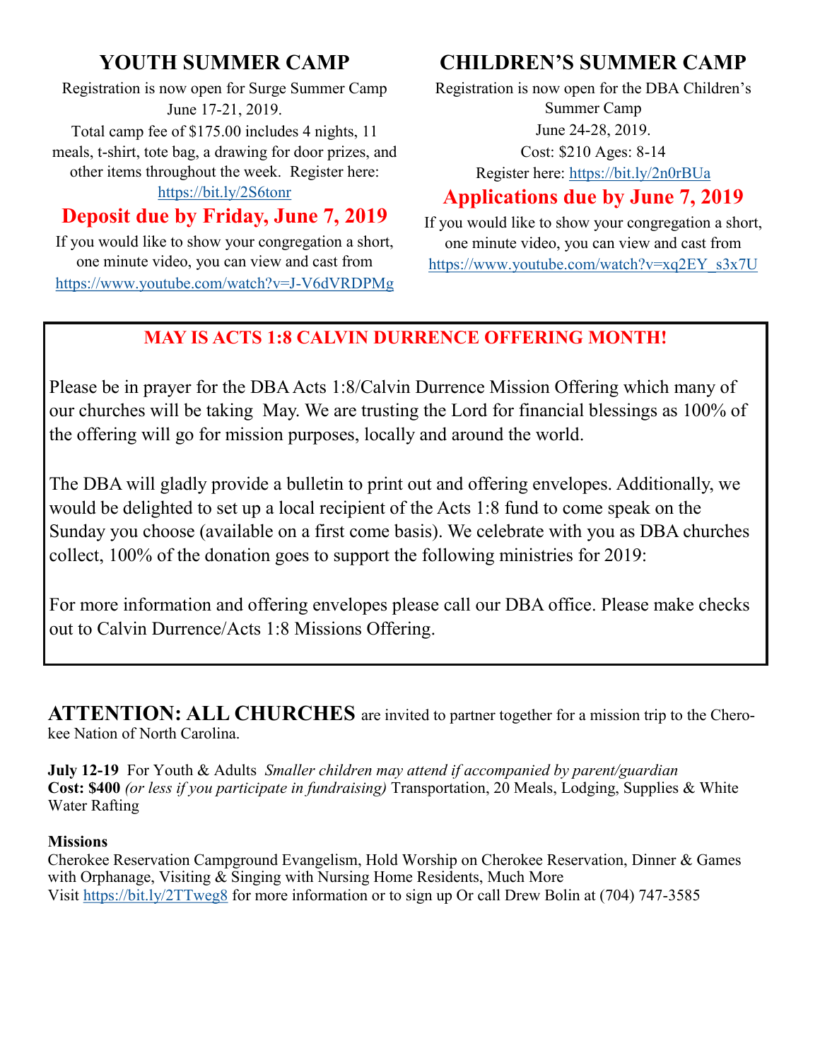## YOUTH SUMMER CAMP

Registration is now open for Surge Summer Camp June 17-21, 2019.

Total camp fee of $175.00 includes 4 nights, 11 meals, t-shirt, tote bag, a drawing for door prizes, and other items throughout the week. Register here: https://bit.ly/2S6tonr

### Deposit due by Friday, June 7, 2019

If you would like to show your congregation a short, one minute video, you can view and cast from https://www.youtube.com/watch?v=J-V6dVRDPMg

## CHILDREN'S SUMMER CAMP

Registration is now open for the DBA Children's Summer Camp

June 24-28, 2019.

Cost: $210 Ages: 8-14

Register here: https://bit.ly/2n0rBUa

### Applications due by June 7, 2019

If you would like to show your congregation a short, one minute video, you can view and cast from https://www.youtube.com/watch?v=xq2EY_s3x7U

## MAY IS ACTS 1:8 CALVIN DURRENCE OFFERING MONTH!

Please be in prayer for the DBA Acts 1:8/Calvin Durrence Mission Offering which many of our churches will be taking May. We are trusting the Lord for financial blessings as 100% of the offering will go for mission purposes, locally and around the world.

The DBA will gladly provide a bulletin to print out and offering envelopes. Additionally, we would be delighted to set up a local recipient of the Acts 1:8 fund to come speak on the Sunday you choose (available on a first come basis). We celebrate with you as DBA churches collect, 100% of the donation goes to support the following ministries for 2019:

For more information and offering envelopes please call our DBA office. Please make checks out to Calvin Durrence/Acts 1:8 Missions Offering.

**ATTENTION: ALL CHURCHES** are invited to partner together for a mission trip to the Cherokee Nation of North Carolina.

**July 12-19** For Youth & Adults *Smaller children may attend if accompanied by parent/guardian*
**Cost: $400** *(or less if you participate in fundraising)* Transportation, 20 Meals, Lodging, Supplies & White Water Rafting

**Missions**
Cherokee Reservation Campground Evangelism, Hold Worship on Cherokee Reservation, Dinner & Games with Orphanage, Visiting & Singing with Nursing Home Residents, Much More
Visit https://bit.ly/2TTweg8 for more information or to sign up Or call Drew Bolin at (704) 747-3585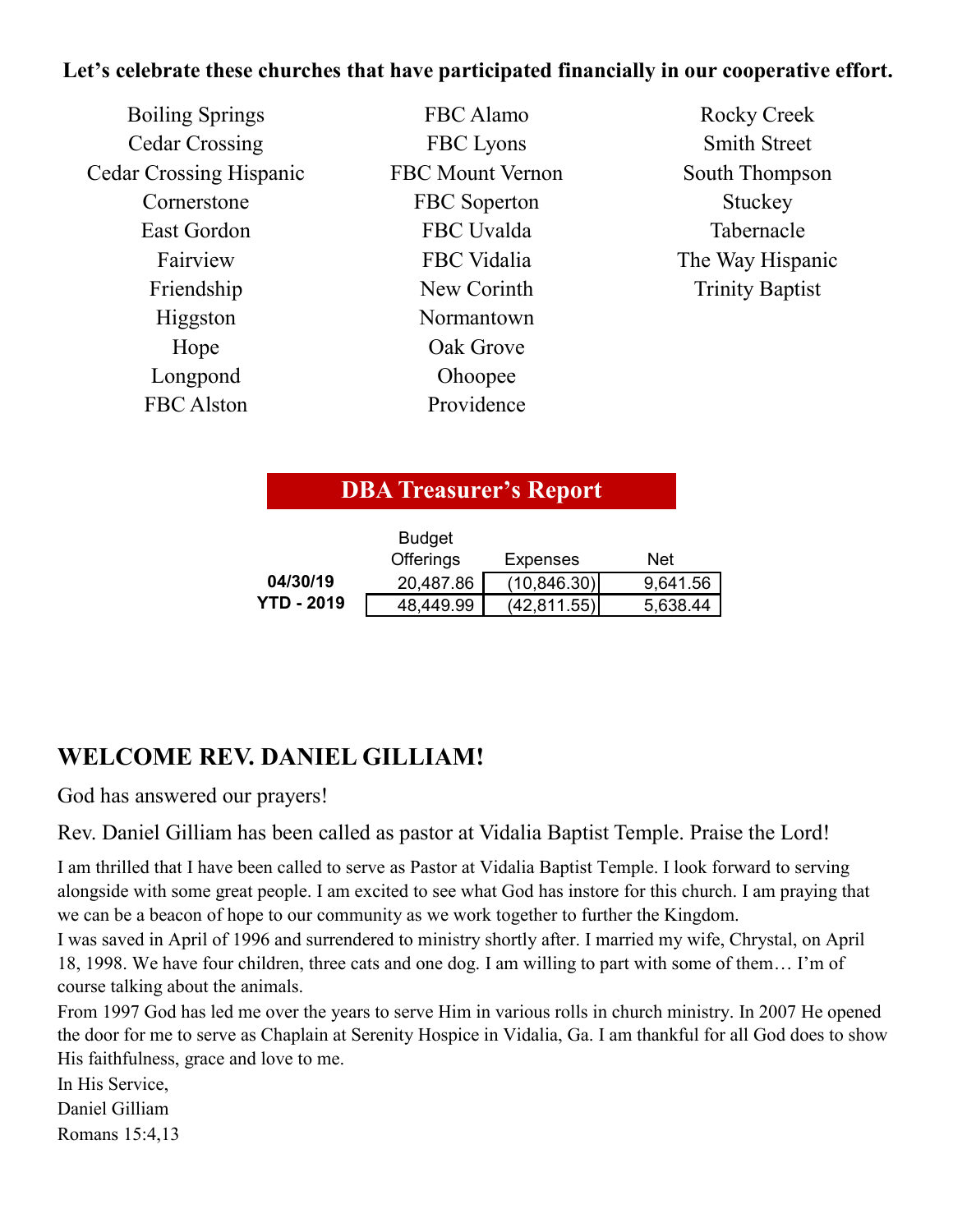**Let's celebrate these churches that have participated financially in our cooperative effort.**

Boiling Springs
Cedar Crossing
Cedar Crossing Hispanic
Cornerstone
East Gordon
Fairview
Friendship
Higgston
Hope
Longpond
FBC Alston
FBC Alamo
FBC Lyons
FBC Mount Vernon
FBC Soperton
FBC Uvalda
FBC Vidalia
New Corinth
Normantown
Oak Grove
Ohoopee
Providence
Rocky Creek
Smith Street
South Thompson
Stuckey
Tabernacle
The Way Hispanic
Trinity Baptist

## DBA Treasurer's Report

| | Budget Offerings | Expenses | Net |
|---|---|---|---|
| **04/30/19** | 20,487.86 | (10,846.30) | 9,641.56 |
| **YTD - 2019** | 48,449.99 | (42,811.55) | 5,638.44 |

## WELCOME REV. DANIEL GILLIAM!

God has answered our prayers!

Rev. Daniel Gilliam has been called as pastor at Vidalia Baptist Temple. Praise the Lord!

I am thrilled that I have been called to serve as Pastor at Vidalia Baptist Temple. I look forward to serving alongside with some great people. I am excited to see what God has instore for this church. I am praying that we can be a beacon of hope to our community as we work together to further the Kingdom.

I was saved in April of 1996 and surrendered to ministry shortly after. I married my wife, Chrystal, on April 18, 1998. We have four children, three cats and one dog. I am willing to part with some of them… I'm of course talking about the animals.

From 1997 God has led me over the years to serve Him in various rolls in church ministry. In 2007 He opened the door for me to serve as Chaplain at Serenity Hospice in Vidalia, Ga. I am thankful for all God does to show His faithfulness, grace and love to me.

In His Service,
Daniel Gilliam
Romans 15:4,13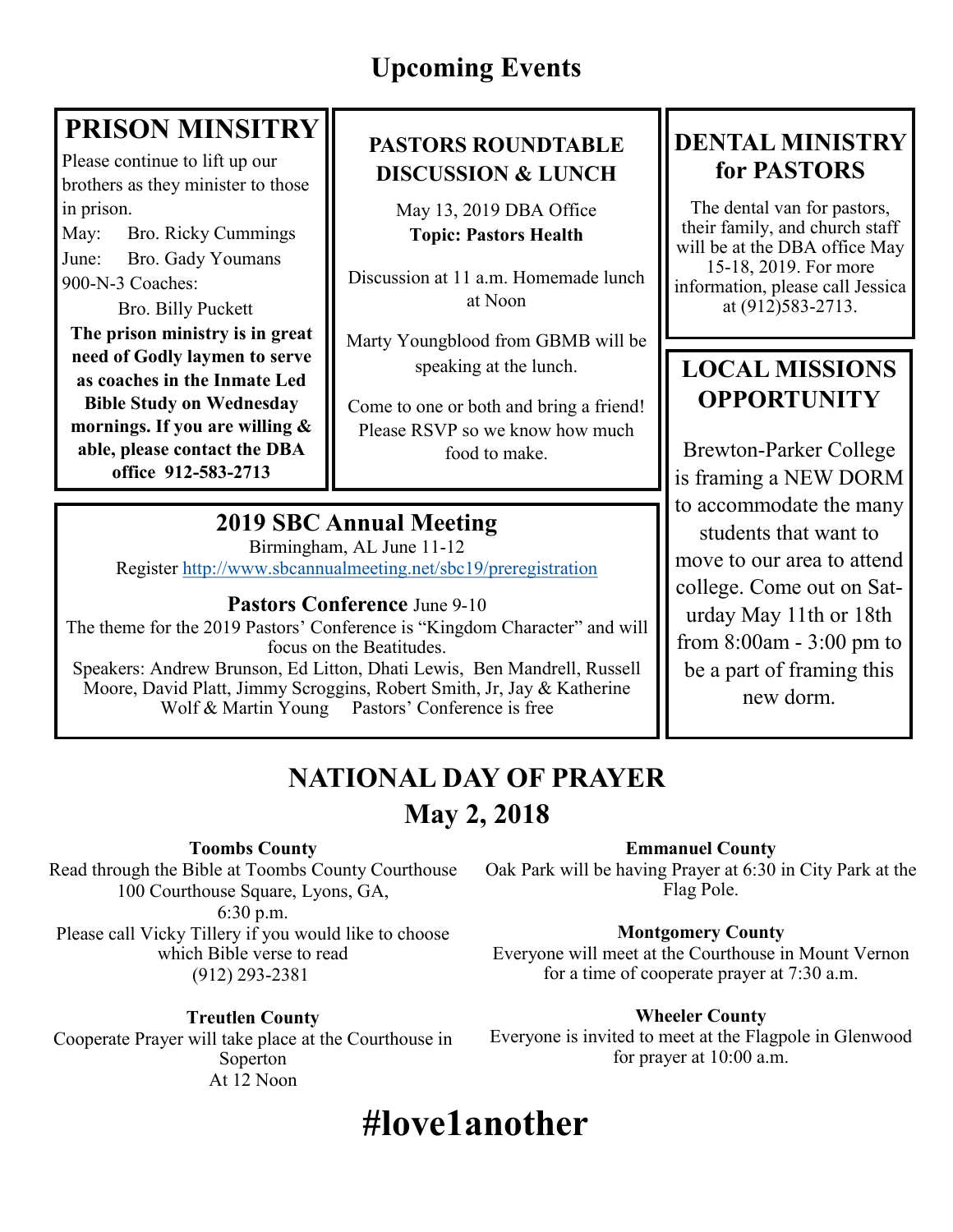# Upcoming Events

## PRISON MINSITRY

Please continue to lift up our brothers as they minister to those in prison.

May: Bro. Ricky Cummings

June: Bro. Gady Youmans

900-N-3 Coaches:

Bro. Billy Puckett

**The prison ministry is in great need of Godly laymen to serve as coaches in the Inmate Led Bible Study on Wednesday mornings. If you are willing & able, please contact the DBA office 912-583-2713**

## PASTORS ROUNDTABLE DISCUSSION & LUNCH

May 13, 2019 DBA Office

**Topic: Pastors Health**

Discussion at 11 a.m. Homemade lunch at Noon

Marty Youngblood from GBMB will be speaking at the lunch.

Come to one or both and bring a friend! Please RSVP so we know how much food to make.

## DENTAL MINISTRY for PASTORS

The dental van for pastors, their family, and church staff will be at the DBA office May 15-18, 2019. For more information, please call Jessica at (912)583-2713.

## 2019 SBC Annual Meeting

Birmingham, AL June 11-12

Register http://www.sbcannualmeeting.net/sbc19/preregistration

**Pastors Conference** June 9-10

The theme for the 2019 Pastors' Conference is "Kingdom Character" and will focus on the Beatitudes.

Speakers: Andrew Brunson, Ed Litton, Dhati Lewis, Ben Mandrell, Russell Moore, David Platt, Jimmy Scroggins, Robert Smith, Jr, Jay & Katherine Wolf & Martin Young Pastors' Conference is free

## LOCAL MISSIONS OPPORTUNITY

Brewton-Parker College is framing a NEW DORM to accommodate the many students that want to move to our area to attend college. Come out on Saturday May 11th or 18th from 8:00am - 3:00 pm to be a part of framing this new dorm.

# NATIONAL DAY OF PRAYER

# May 2, 2018

**Toombs County**

Read through the Bible at Toombs County Courthouse 100 Courthouse Square, Lyons, GA, 6:30 p.m.

Please call Vicky Tillery if you would like to choose which Bible verse to read (912) 293-2381

**Treutlen County**

Cooperate Prayer will take place at the Courthouse in Soperton At 12 Noon

**Emmanuel County**

Oak Park will be having Prayer at 6:30 in City Park at the Flag Pole.

**Montgomery County**

Everyone will meet at the Courthouse in Mount Vernon for a time of cooperate prayer at 7:30 a.m.

**Wheeler County**

Everyone is invited to meet at the Flagpole in Glenwood for prayer at 10:00 a.m.

# #love1another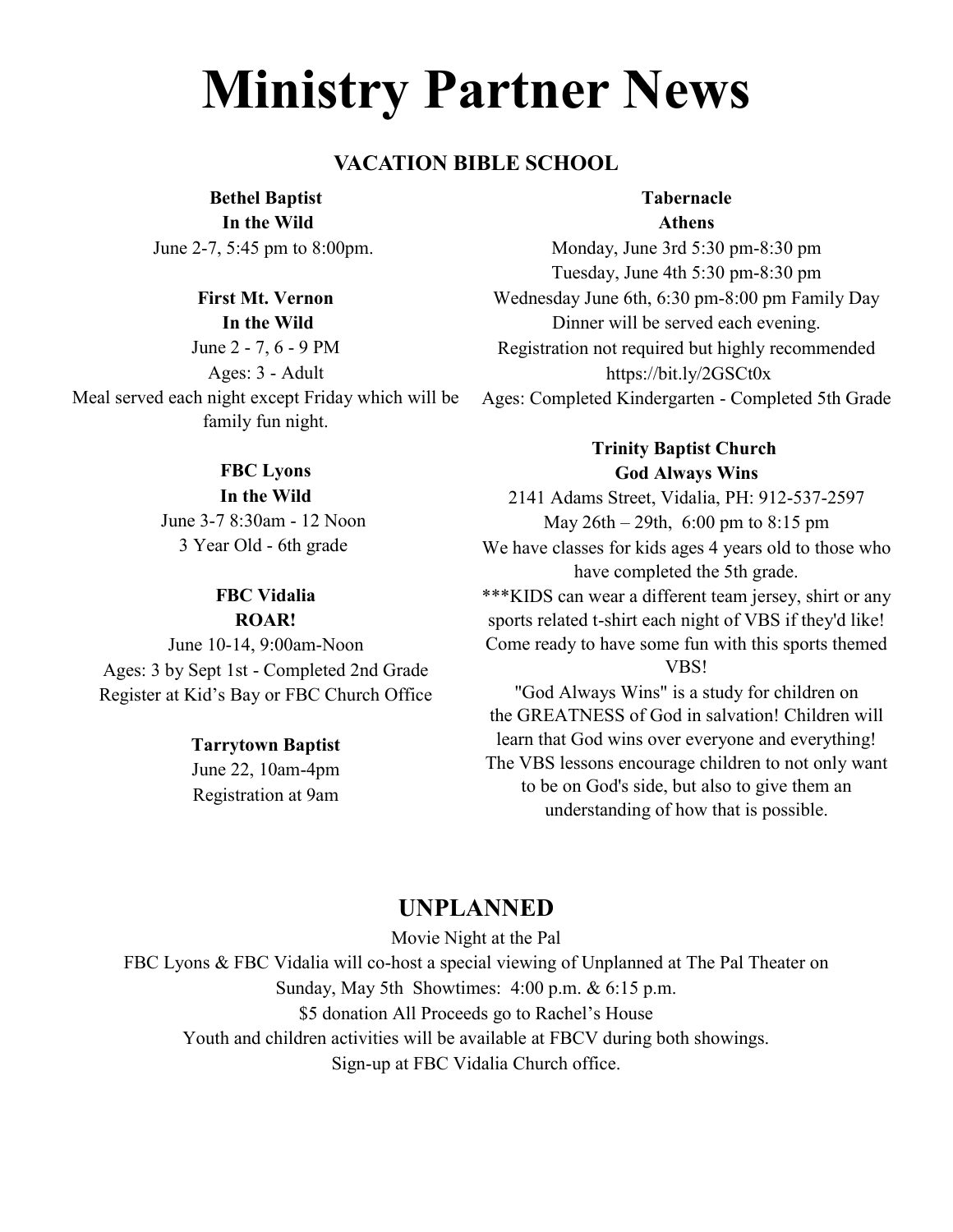# Ministry Partner News

## VACATION BIBLE SCHOOL

**Bethel Baptist**
**In the Wild**
June 2-7, 5:45 pm to 8:00pm.

**First Mt. Vernon**
**In the Wild**
June 2 - 7, 6 - 9 PM
Ages: 3 - Adult
Meal served each night except Friday which will be family fun night.

**FBC Lyons**
**In the Wild**
June 3-7 8:30am - 12 Noon
3 Year Old - 6th grade

**FBC Vidalia**
**ROAR!**
June 10-14, 9:00am-Noon
Ages: 3 by Sept 1st - Completed 2nd Grade
Register at Kid's Bay or FBC Church Office

**Tarrytown Baptist**
June 22, 10am-4pm
Registration at 9am

**Tabernacle**
**Athens**
Monday, June 3rd 5:30 pm-8:30 pm
Tuesday, June 4th 5:30 pm-8:30 pm
Wednesday June 6th, 6:30 pm-8:00 pm Family Day
Dinner will be served each evening.
Registration not required but highly recommended
https://bit.ly/2GSCt0x
Ages: Completed Kindergarten - Completed 5th Grade

**Trinity Baptist Church**
**God Always Wins**
2141 Adams Street, Vidalia, PH: 912-537-2597
May 26th – 29th, 6:00 pm to 8:15 pm
We have classes for kids ages 4 years old to those who have completed the 5th grade.
***KIDS can wear a different team jersey, shirt or any sports related t-shirt each night of VBS if they'd like! Come ready to have some fun with this sports themed VBS!
"God Always Wins" is a study for children on the GREATNESS of God in salvation! Children will learn that God wins over everyone and everything! The VBS lessons encourage children to not only want to be on God's side, but also to give them an understanding of how that is possible.

## UNPLANNED

Movie Night at the Pal
FBC Lyons & FBC Vidalia will co-host a special viewing of Unplanned at The Pal Theater on Sunday, May 5th Showtimes: 4:00 p.m. & 6:15 p.m.
$5 donation All Proceeds go to Rachel's House
Youth and children activities will be available at FBCV during both showings.
Sign-up at FBC Vidalia Church office.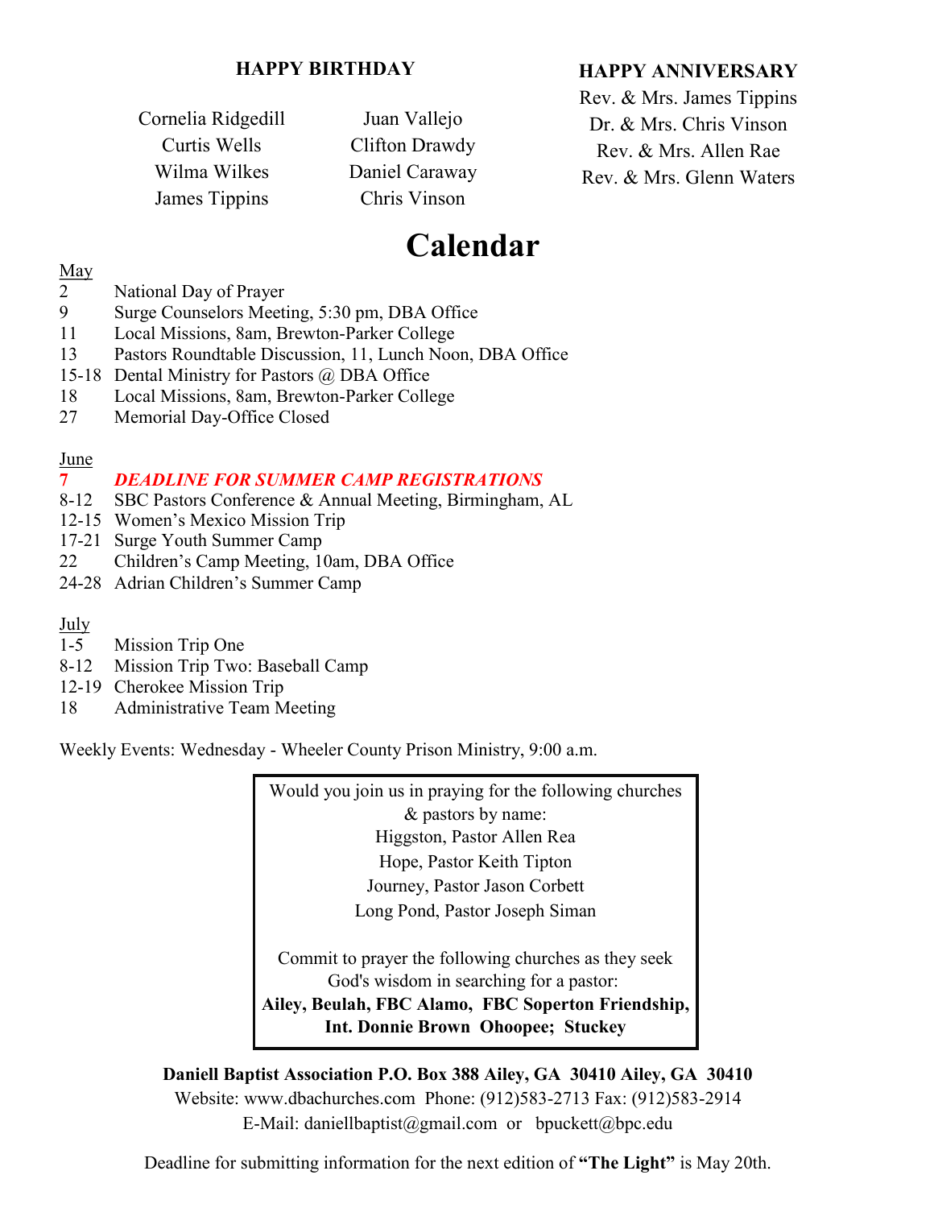## HAPPY BIRTHDAY

Cornelia Ridgedill
Curtis Wells
Wilma Wilkes
James Tippins
Juan Vallejo
Clifton Drawdy
Daniel Caraway
Chris Vinson

## HAPPY ANNIVERSARY

Rev. & Mrs. James Tippins
Dr. & Mrs. Chris Vinson
Rev. & Mrs. Allen Rae
Rev. & Mrs. Glenn Waters

# Calendar

May

- 2 National Day of Prayer
- 9 Surge Counselors Meeting, 5:30 pm, DBA Office
- 11 Local Missions, 8am, Brewton-Parker College
- 13 Pastors Roundtable Discussion, 11, Lunch Noon, DBA Office
- 15-18 Dental Ministry for Pastors @ DBA Office
- 18 Local Missions, 8am, Brewton-Parker College
- 27 Memorial Day-Office Closed

June

- ***7 DEADLINE FOR SUMMER CAMP REGISTRATIONS***
- 8-12 SBC Pastors Conference & Annual Meeting, Birmingham, AL
- 12-15 Women's Mexico Mission Trip
- 17-21 Surge Youth Summer Camp
- 22 Children's Camp Meeting, 10am, DBA Office
- 24-28 Adrian Children's Summer Camp

July

- 1-5 Mission Trip One
- 8-12 Mission Trip Two: Baseball Camp
- 12-19 Cherokee Mission Trip
- 18 Administrative Team Meeting

Weekly Events: Wednesday - Wheeler County Prison Ministry, 9:00 a.m.

Would you join us in praying for the following churches & pastors by name:
Higgston, Pastor Allen Rea
Hope, Pastor Keith Tipton
Journey, Pastor Jason Corbett
Long Pond, Pastor Joseph Siman

Commit to prayer the following churches as they seek God's wisdom in searching for a pastor:
**Ailey, Beulah, FBC Alamo, FBC Soperton Friendship, Int. Donnie Brown Ohoopee; Stuckey**

**Daniell Baptist Association P.O. Box 388 Ailey, GA 30410 Ailey, GA 30410**
Website: www.dbachurches.com Phone: (912)583-2713 Fax: (912)583-2914
E-Mail: daniellbaptist@gmail.com or bpuckett@bpc.edu

Deadline for submitting information for the next edition of **"The Light"** is May 20th.